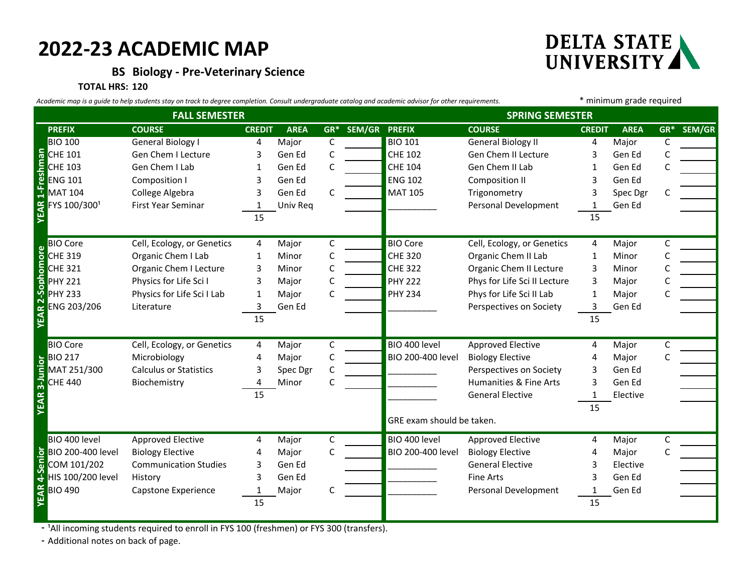# 2022-23 ACADEMIC MAP

DELTA STATE UNIVERSITY

### BS Biology - Pre-Veterinary Science

**TOTAL HRS: 120**

*Academic map is a guide to help students stay on track to degree completion. Consult undergraduate catalog and academic advisor for other requirements.*

\* minimum grade required

| | FALL SEMESTER | | | | | | SPRING SEMESTER | | | | | |
|---|---|---|---|---|---|---|---|---|---|---|---|---|
| | PREFIX | COURSE | CREDIT | AREA | GR* | SEM/GR | PREFIX | COURSE | CREDIT | AREA | GR* | SEM/GR |
| YEAR 1-Freshman | BIO 100 | General Biology I | 4 | Major | C | | BIO 101 | General Biology II | 4 | Major | C | |
| | CHE 101 | Gen Chem I Lecture | 3 | Gen Ed | C | | CHE 102 | Gen Chem II Lecture | 3 | Gen Ed | C | |
| | CHE 103 | Gen Chem I Lab | 1 | Gen Ed | C | | CHE 104 | Gen Chem II Lab | 1 | Gen Ed | C | |
| | ENG 101 | Composition I | 3 | Gen Ed | | | ENG 102 | Composition II | 3 | Gen Ed | | |
| | MAT 104 | College Algebra | 3 | Gen Ed | C | | MAT 105 | Trigonometry | 3 | Spec Dgr | C | |
| | FYS 100/300[1] | First Year Seminar | 1 | Univ Req | | | __________ | Personal Development | 1 | Gen Ed | | |
| | | | 15 | | | | | | 15 | | | |
| YEAR 2-Sophomore | BIO Core | Cell, Ecology, or Genetics | 4 | Major | C | | BIO Core | Cell, Ecology, or Genetics | 4 | Major | C | |
| | CHE 319 | Organic Chem I Lab | 1 | Minor | C | | CHE 320 | Organic Chem II Lab | 1 | Minor | C | |
| | CHE 321 | Organic Chem I Lecture | 3 | Minor | C | | CHE 322 | Organic Chem II Lecture | 3 | Minor | C | |
| | PHY 221 | Physics for Life Sci I | 3 | Major | C | | PHY 222 | Phys for Life Sci II Lecture | 3 | Major | C | |
| | PHY 233 | Physics for Life Sci I Lab | 1 | Major | C | | PHY 234 | Phys for Life Sci II Lab | 1 | Major | C | |
| | ENG 203/206 | Literature | 3 | Gen Ed | | | __________ | Perspectives on Society | 3 | Gen Ed | | |
| | | | 15 | | | | | | 15 | | | |
| YEAR 3-Junior | BIO Core | Cell, Ecology, or Genetics | 4 | Major | C | | BIO 400 level | Approved Elective | 4 | Major | C | |
| | BIO 217 | Microbiology | 4 | Major | C | | BIO 200-400 level | Biology Elective | 4 | Major | C | |
| | MAT 251/300 | Calculus or Statistics | 3 | Spec Dgr | C | | __________ | Perspectives on Society | 3 | Gen Ed | | |
| | CHE 440 | Biochemistry | 4 | Minor | C | | __________ | Humanities & Fine Arts | 3 | Gen Ed | | |
| | | | 15 | | | | __________ | General Elective | 1 | Elective | | |
| | | | | | | | | | 15 | | | |
| | | | | | | | GRE exam should be taken. | | | | | |
| YEAR 4-Senior | BIO 400 level | Approved Elective | 4 | Major | C | | BIO 400 level | Approved Elective | 4 | Major | C | |
| | BIO 200-400 level | Biology Elective | 4 | Major | C | | BIO 200-400 level | Biology Elective | 4 | Major | C | |
| | COM 101/202 | Communication Studies | 3 | Gen Ed | | | __________ | General Elective | 3 | Elective | | |
| | HIS 100/200 level | History | 3 | Gen Ed | | | __________ | Fine Arts | 3 | Gen Ed | | |
| | BIO 490 | Capstone Experience | 1 | Major | C | | __________ | Personal Development | 1 | Gen Ed | | |
| | | | 15 | | | | | | 15 | | | |

- [1]All incoming students required to enroll in FYS 100 (freshmen) or FYS 300 (transfers).
- Additional notes on back of page.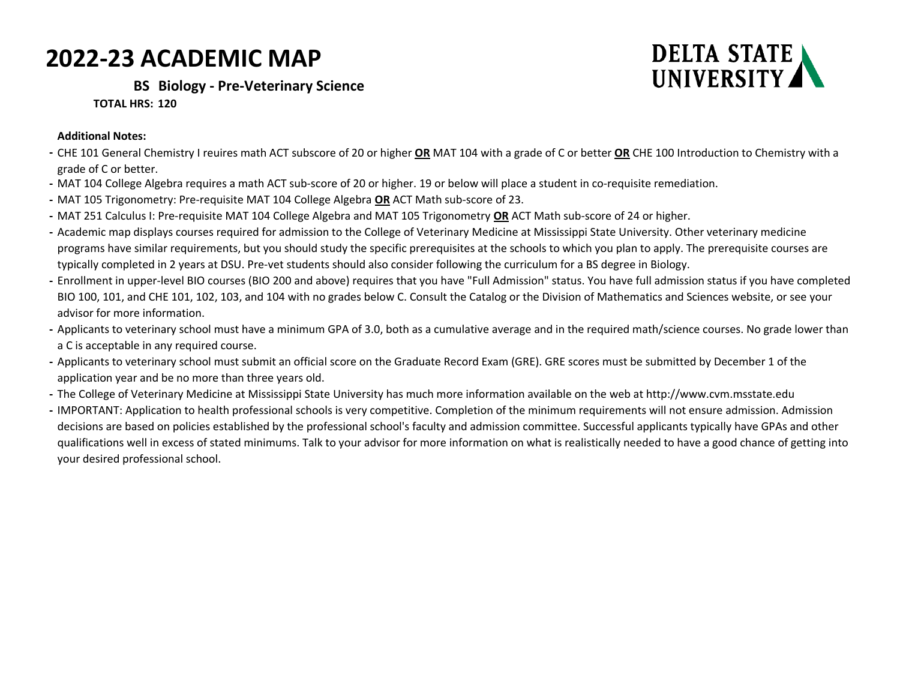# 2022-23 ACADEMIC MAP

DELTA STATE UNIVERSITY

**BS Biology - Pre-Veterinary Science**

**TOTAL HRS: 120**

**Additional Notes:**

- CHE 101 General Chemistry I reuires math ACT subscore of 20 or higher **OR** MAT 104 with a grade of C or better **OR** CHE 100 Introduction to Chemistry with a grade of C or better.
- MAT 104 College Algebra requires a math ACT sub-score of 20 or higher. 19 or below will place a student in co-requisite remediation.
- MAT 105 Trigonometry: Pre-requisite MAT 104 College Algebra **OR** ACT Math sub-score of 23.
- MAT 251 Calculus I: Pre-requisite MAT 104 College Algebra and MAT 105 Trigonometry **OR** ACT Math sub-score of 24 or higher.
- Academic map displays courses required for admission to the College of Veterinary Medicine at Mississippi State University. Other veterinary medicine programs have similar requirements, but you should study the specific prerequisites at the schools to which you plan to apply. The prerequisite courses are typically completed in 2 years at DSU. Pre-vet students should also consider following the curriculum for a BS degree in Biology.
- Enrollment in upper-level BIO courses (BIO 200 and above) requires that you have "Full Admission" status. You have full admission status if you have completed BIO 100, 101, and CHE 101, 102, 103, and 104 with no grades below C. Consult the Catalog or the Division of Mathematics and Sciences website, or see your advisor for more information.
- Applicants to veterinary school must have a minimum GPA of 3.0, both as a cumulative average and in the required math/science courses. No grade lower than a C is acceptable in any required course.
- Applicants to veterinary school must submit an official score on the Graduate Record Exam (GRE). GRE scores must be submitted by December 1 of the application year and be no more than three years old.
- The College of Veterinary Medicine at Mississippi State University has much more information available on the web at http://www.cvm.msstate.edu
- IMPORTANT: Application to health professional schools is very competitive. Completion of the minimum requirements will not ensure admission. Admission decisions are based on policies established by the professional school's faculty and admission committee. Successful applicants typically have GPAs and other qualifications well in excess of stated minimums. Talk to your advisor for more information on what is realistically needed to have a good chance of getting into your desired professional school.